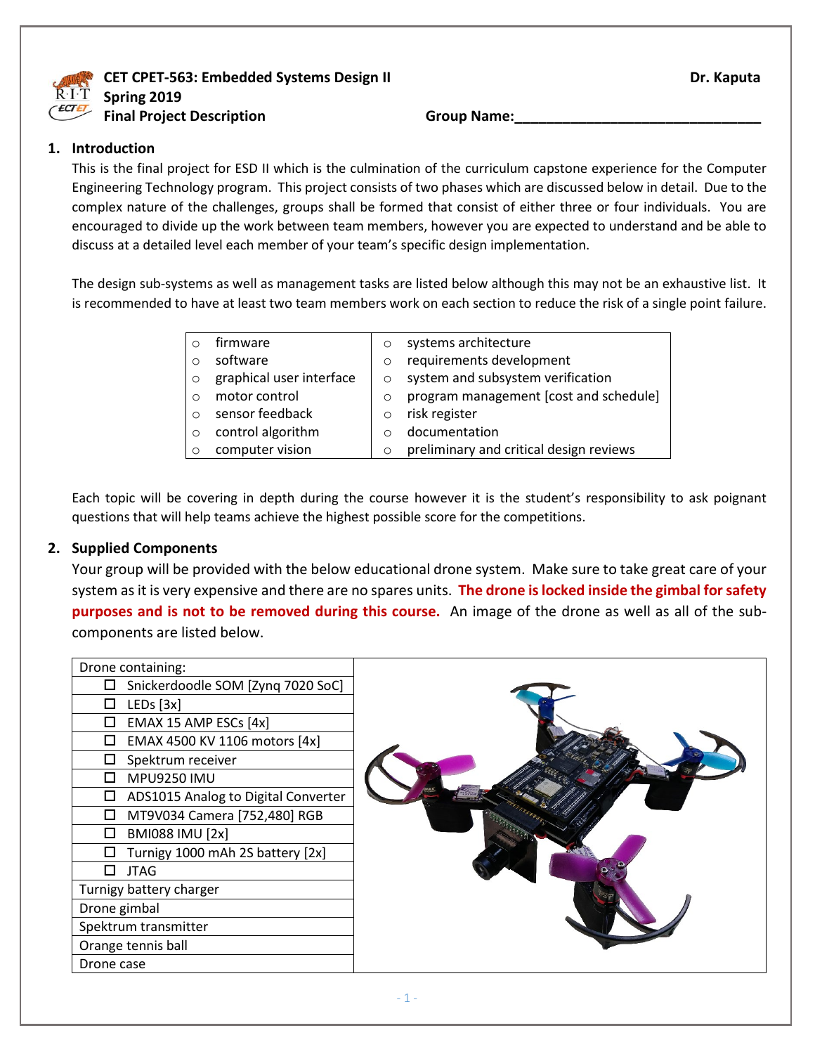**CET CPET-563: Embedded Systems Design II** **Dr. Kaputa**
**Spring 2019**
**Final Project Description** **Group Name:_______________________________**

## 1. Introduction

This is the final project for ESD II which is the culmination of the curriculum capstone experience for the Computer Engineering Technology program. This project consists of two phases which are discussed below in detail. Due to the complex nature of the challenges, groups shall be formed that consist of either three or four individuals. You are encouraged to divide up the work between team members, however you are expected to understand and be able to discuss at a detailed level each member of your team's specific design implementation.

The design sub-systems as well as management tasks are listed below although this may not be an exhaustive list. It is recommended to have at least two team members work on each section to reduce the risk of a single point failure.

| | |
|---|---|
| ○ firmware | ○ systems architecture |
| ○ software | ○ requirements development |
| ○ graphical user interface | ○ system and subsystem verification |
| ○ motor control | ○ program management [cost and schedule] |
| ○ sensor feedback | ○ risk register |
| ○ control algorithm | ○ documentation |
| ○ computer vision | ○ preliminary and critical design reviews |

Each topic will be covering in depth during the course however it is the student's responsibility to ask poignant questions that will help teams achieve the highest possible score for the competitions.

## 2. Supplied Components

Your group will be provided with the below educational drone system. Make sure to take great care of your system as it is very expensive and there are no spares units. **The drone is locked inside the gimbal for safety purposes and is not to be removed during this course.** An image of the drone as well as all of the sub-components are listed below.

| Drone containing: |
|---|
| ☐ Snickerdoodle SOM [Zynq 7020 SoC] |
| ☐ LEDs [3x] |
| ☐ EMAX 15 AMP ESCs [4x] |
| ☐ EMAX 4500 KV 1106 motors [4x] |
| ☐ Spektrum receiver |
| ☐ MPU9250 IMU |
| ☐ ADS1015 Analog to Digital Converter |
| ☐ MT9V034 Camera [752,480] RGB |
| ☐ BMI088 IMU [2x] |
| ☐ Turnigy 1000 mAh 2S battery [2x] |
| ☐ JTAG |
| Turnigy battery charger |
| Drone gimbal |
| Spektrum transmitter |
| Orange tennis ball |
| Drone case |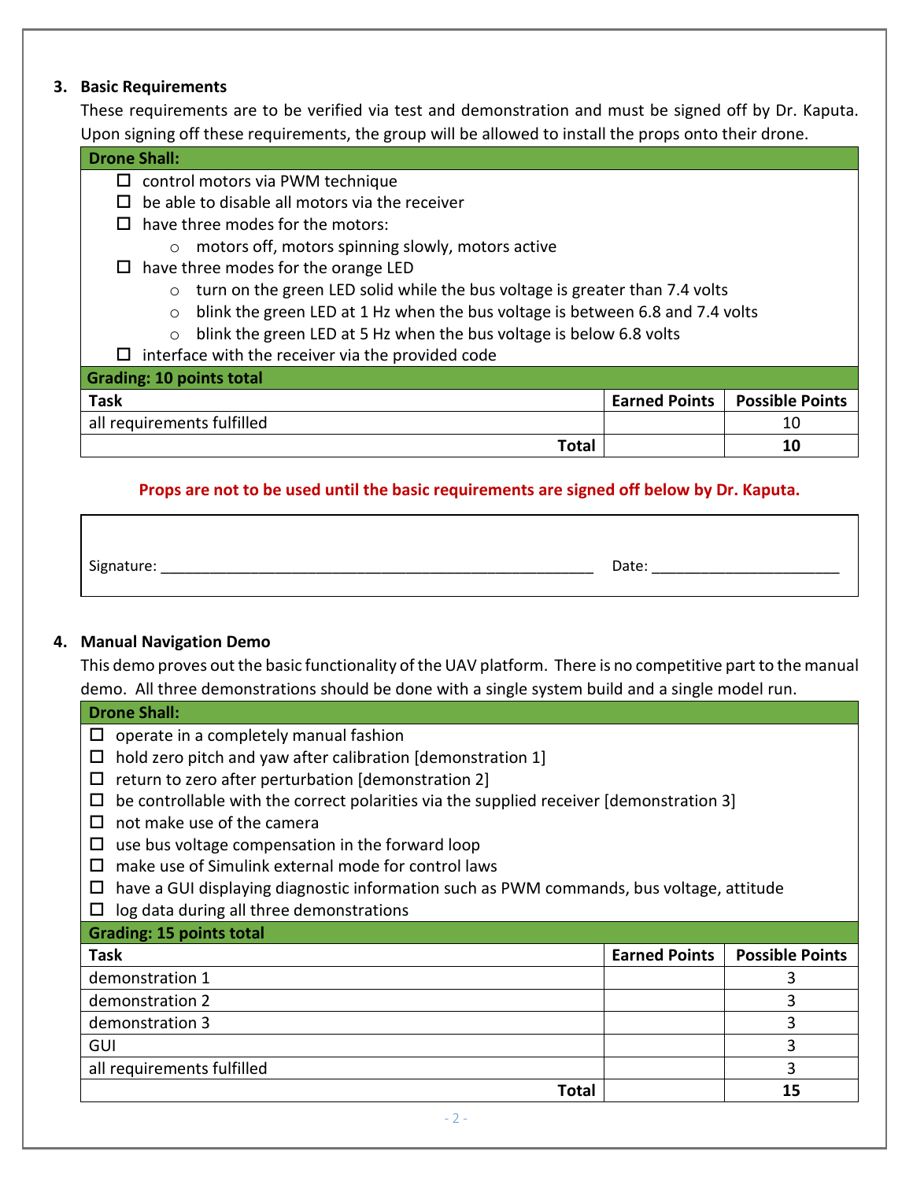### 3. Basic Requirements

These requirements are to be verified via test and demonstration and must be signed off by Dr. Kaputa. Upon signing off these requirements, the group will be allowed to install the props onto their drone.

**Drone Shall:**

- ☐ control motors via PWM technique
- ☐ be able to disable all motors via the receiver
- ☐ have three modes for the motors:
  - motors off, motors spinning slowly, motors active
- ☐ have three modes for the orange LED
  - turn on the green LED solid while the bus voltage is greater than 7.4 volts
  - blink the green LED at 1 Hz when the bus voltage is between 6.8 and 7.4 volts
  - blink the green LED at 5 Hz when the bus voltage is below 6.8 volts
- ☐ interface with the receiver via the provided code

**Grading: 10 points total**

| Task | Earned Points | Possible Points |
|---|---|---|
| all requirements fulfilled | | 10 |
| **Total** | | **10** |

**Props are not to be used until the basic requirements are signed off below by Dr. Kaputa.**

Signature: ______________________________________________ Date: ____________________

### 4. Manual Navigation Demo

This demo proves out the basic functionality of the UAV platform. There is no competitive part to the manual demo. All three demonstrations should be done with a single system build and a single model run.

**Drone Shall:**

- ☐ operate in a completely manual fashion
- ☐ hold zero pitch and yaw after calibration [demonstration 1]
- ☐ return to zero after perturbation [demonstration 2]
- ☐ be controllable with the correct polarities via the supplied receiver [demonstration 3]
- ☐ not make use of the camera
- ☐ use bus voltage compensation in the forward loop
- ☐ make use of Simulink external mode for control laws
- ☐ have a GUI displaying diagnostic information such as PWM commands, bus voltage, attitude
- ☐ log data during all three demonstrations

**Grading: 15 points total**

| Task | Earned Points | Possible Points |
|---|---|---|
| demonstration 1 | | 3 |
| demonstration 2 | | 3 |
| demonstration 3 | | 3 |
| GUI | | 3 |
| all requirements fulfilled | | 3 |
| **Total** | | **15** |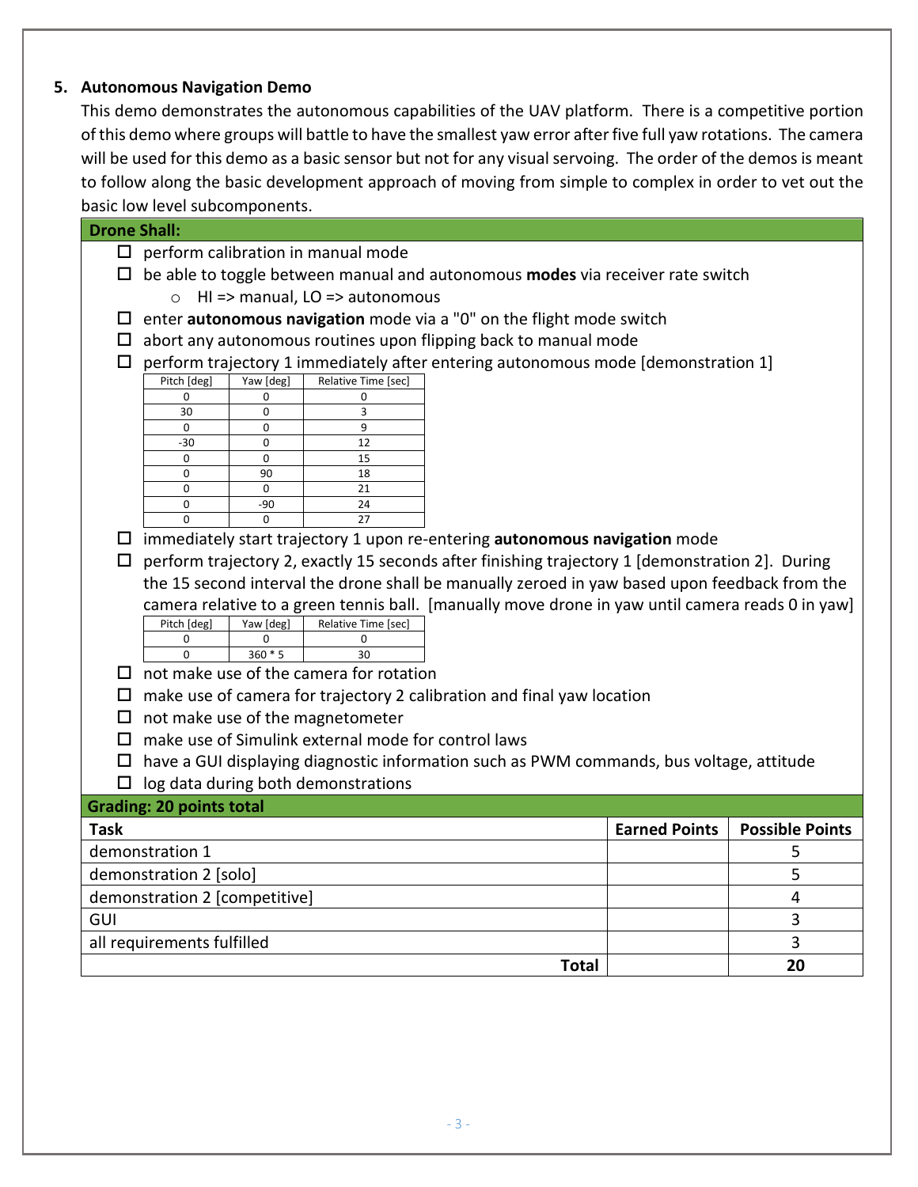## 5. Autonomous Navigation Demo

This demo demonstrates the autonomous capabilities of the UAV platform. There is a competitive portion of this demo where groups will battle to have the smallest yaw error after five full yaw rotations. The camera will be used for this demo as a basic sensor but not for any visual servoing. The order of the demos is meant to follow along the basic development approach of moving from simple to complex in order to vet out the basic low level subcomponents.

**Drone Shall:**

- ☐ perform calibration in manual mode
- ☐ be able to toggle between manual and autonomous **modes** via receiver rate switch
  - HI => manual, LO => autonomous
- ☐ enter **autonomous navigation** mode via a "0" on the flight mode switch
- ☐ abort any autonomous routines upon flipping back to manual mode
- ☐ perform trajectory 1 immediately after entering autonomous mode [demonstration 1]

| Pitch [deg] | Yaw [deg] | Relative Time [sec] |
|---|---|---|
| 0 | 0 | 0 |
| 30 | 0 | 3 |
| 0 | 0 | 9 |
| -30 | 0 | 12 |
| 0 | 0 | 15 |
| 0 | 90 | 18 |
| 0 | 0 | 21 |
| 0 | -90 | 24 |
| 0 | 0 | 27 |

- ☐ immediately start trajectory 1 upon re-entering **autonomous navigation** mode
- ☐ perform trajectory 2, exactly 15 seconds after finishing trajectory 1 [demonstration 2]. During the 15 second interval the drone shall be manually zeroed in yaw based upon feedback from the camera relative to a green tennis ball. [manually move drone in yaw until camera reads 0 in yaw]

| Pitch [deg] | Yaw [deg] | Relative Time [sec] |
|---|---|---|
| 0 | 0 | 0 |
| 0 | 360 * 5 | 30 |

- ☐ not make use of the camera for rotation
- ☐ make use of camera for trajectory 2 calibration and final yaw location
- ☐ not make use of the magnetometer
- ☐ make use of Simulink external mode for control laws
- ☐ have a GUI displaying diagnostic information such as PWM commands, bus voltage, attitude
- ☐ log data during both demonstrations

**Grading: 20 points total**

| Task | Earned Points | Possible Points |
|---|---|---|
| demonstration 1 | | 5 |
| demonstration 2 [solo] | | 5 |
| demonstration 2 [competitive] | | 4 |
| GUI | | 3 |
| all requirements fulfilled | | 3 |
| **Total** | | **20** |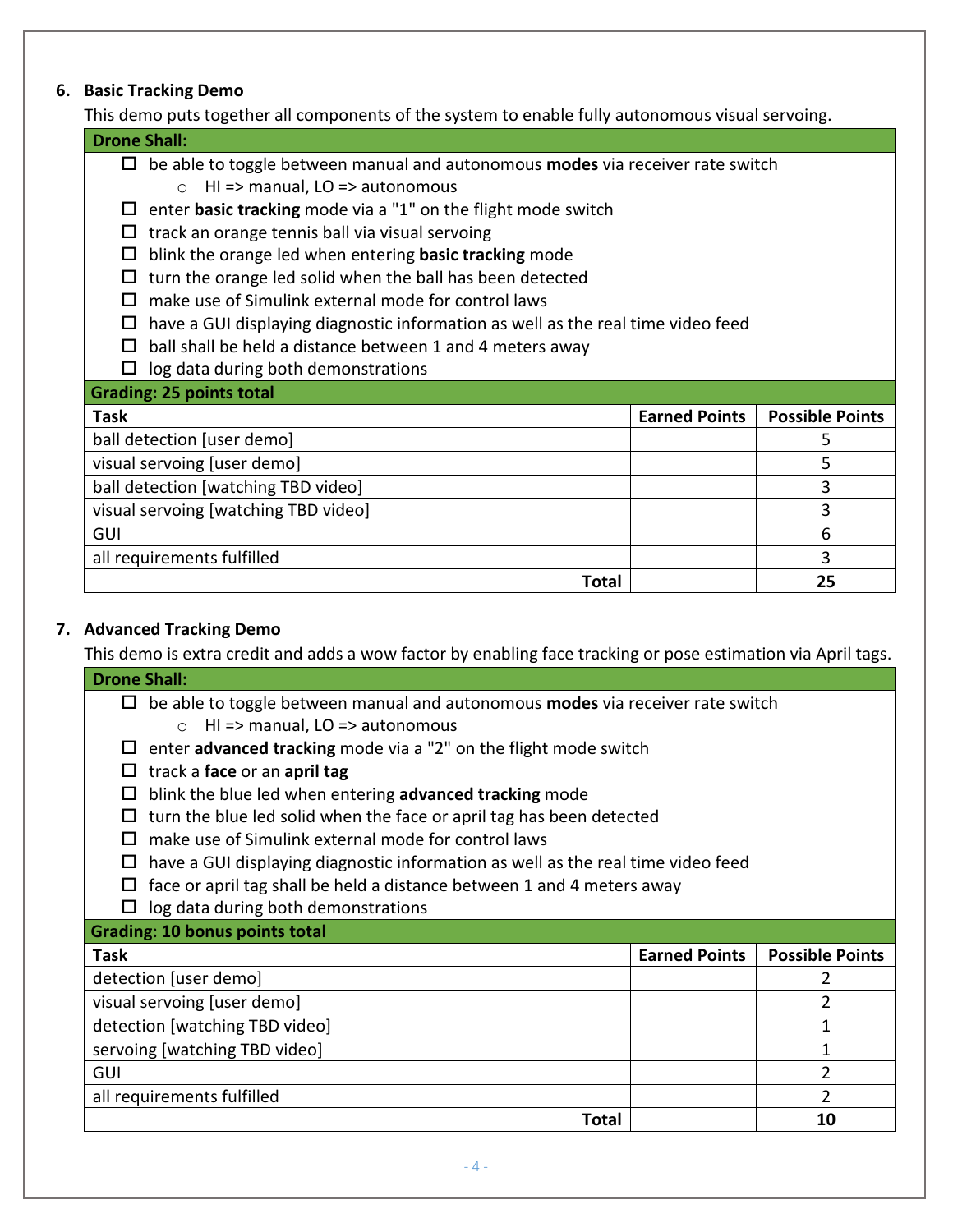### 6. Basic Tracking Demo

This demo puts together all components of the system to enable fully autonomous visual servoing.

**Drone Shall:**

- ☐ be able to toggle between manual and autonomous **modes** via receiver rate switch
  - HI => manual, LO => autonomous
- ☐ enter **basic tracking** mode via a "1" on the flight mode switch
- ☐ track an orange tennis ball via visual servoing
- ☐ blink the orange led when entering **basic tracking** mode
- ☐ turn the orange led solid when the ball has been detected
- ☐ make use of Simulink external mode for control laws
- ☐ have a GUI displaying diagnostic information as well as the real time video feed
- ☐ ball shall be held a distance between 1 and 4 meters away
- ☐ log data during both demonstrations

**Grading: 25 points total**

| Task | Earned Points | Possible Points |
|---|---|---|
| ball detection [user demo] | | 5 |
| visual servoing [user demo] | | 5 |
| ball detection [watching TBD video] | | 3 |
| visual servoing [watching TBD video] | | 3 |
| GUI | | 6 |
| all requirements fulfilled | | 3 |
| **Total** | | **25** |

### 7. Advanced Tracking Demo

This demo is extra credit and adds a wow factor by enabling face tracking or pose estimation via April tags.

**Drone Shall:**

- ☐ be able to toggle between manual and autonomous **modes** via receiver rate switch
  - HI => manual, LO => autonomous
- ☐ enter **advanced tracking** mode via a "2" on the flight mode switch
- ☐ track a **face** or an **april tag**
- ☐ blink the blue led when entering **advanced tracking** mode
- ☐ turn the blue led solid when the face or april tag has been detected
- ☐ make use of Simulink external mode for control laws
- ☐ have a GUI displaying diagnostic information as well as the real time video feed
- ☐ face or april tag shall be held a distance between 1 and 4 meters away
- ☐ log data during both demonstrations

**Grading: 10 bonus points total**

| Task | Earned Points | Possible Points |
|---|---|---|
| detection [user demo] | | 2 |
| visual servoing [user demo] | | 2 |
| detection [watching TBD video] | | 1 |
| servoing [watching TBD video] | | 1 |
| GUI | | 2 |
| all requirements fulfilled | | 2 |
| **Total** | | **10** |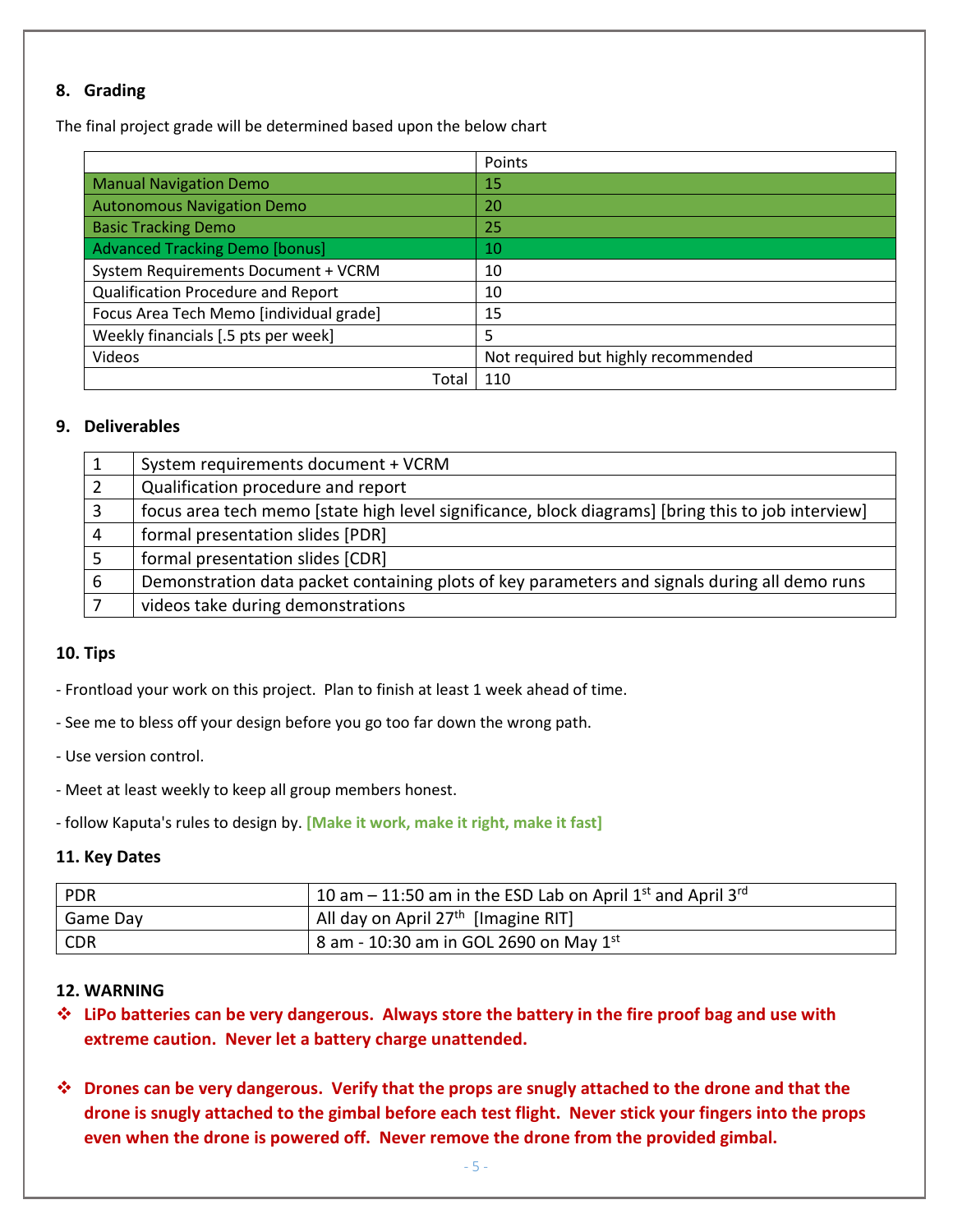## 8. Grading

The final project grade will be determined based upon the below chart

| | Points |
|---|---|
| Manual Navigation Demo | 15 |
| Autonomous Navigation Demo | 20 |
| Basic Tracking Demo | 25 |
| Advanced Tracking Demo [bonus] | 10 |
| System Requirements Document + VCRM | 10 |
| Qualification Procedure and Report | 10 |
| Focus Area Tech Memo [individual grade] | 15 |
| Weekly financials [.5 pts per week] | 5 |
| Videos | Not required but highly recommended |
| Total | 110 |

## 9. Deliverables

| | |
|---|---|
| 1 | System requirements document + VCRM |
| 2 | Qualification procedure and report |
| 3 | focus area tech memo [state high level significance, block diagrams] [bring this to job interview] |
| 4 | formal presentation slides [PDR] |
| 5 | formal presentation slides [CDR] |
| 6 | Demonstration data packet containing plots of key parameters and signals during all demo runs |
| 7 | videos take during demonstrations |

## 10. Tips

- Frontload your work on this project. Plan to finish at least 1 week ahead of time.

- See me to bless off your design before you go too far down the wrong path.

- Use version control.

- Meet at least weekly to keep all group members honest.

- follow Kaputa's rules to design by. **[Make it work, make it right, make it fast]**

## 11. Key Dates

| | |
|---|---|
| PDR | 10 am – 11:50 am in the ESD Lab on April 1st and April 3rd |
| Game Day | All day on April 27th [Imagine RIT] |
| CDR | 8 am - 10:30 am in GOL 2690 on May 1st |

## 12. WARNING

- **LiPo batteries can be very dangerous. Always store the battery in the fire proof bag and use with extreme caution. Never let a battery charge unattended.**

- **Drones can be very dangerous. Verify that the props are snugly attached to the drone and that the drone is snugly attached to the gimbal before each test flight. Never stick your fingers into the props even when the drone is powered off. Never remove the drone from the provided gimbal.**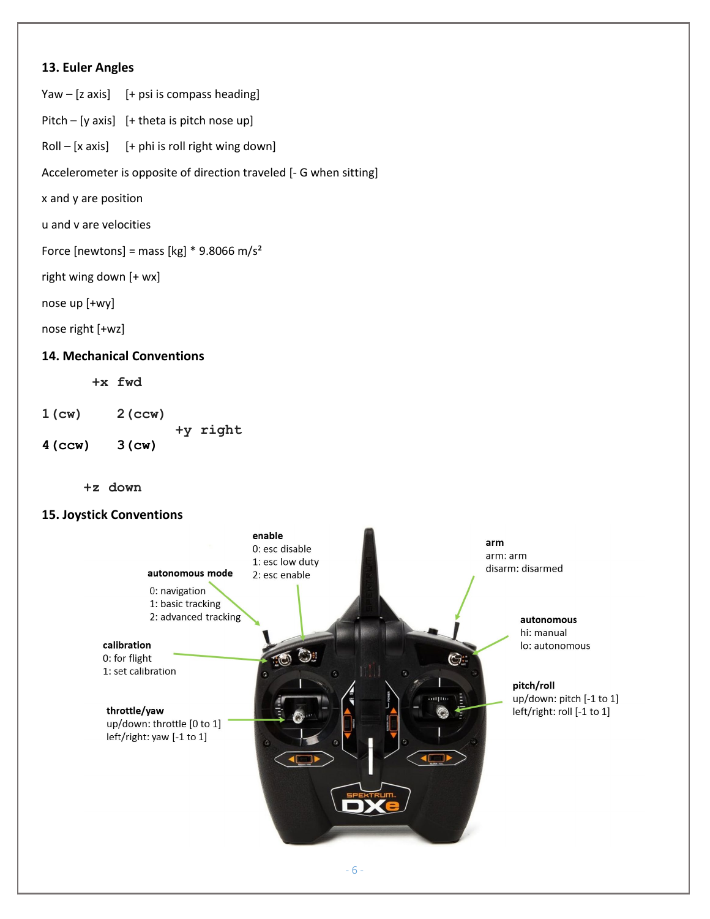### 13. Euler Angles

Yaw – [z axis]   [+ psi is compass heading]

Pitch – [y axis]   [+ theta is pitch nose up]

Roll – [x axis]   [+ phi is roll right wing down]

Accelerometer is opposite of direction traveled [- G when sitting]

x and y are position

u and v are velocities

Force [newtons] = mass [kg] * 9.8066 m/s²

right wing down [+ wx]

nose up [+wy]

nose right [+wz]

### 14. Mechanical Conventions

```
        +x  fwd

1 (cw)      2 (ccw)
                        +y  right
4 (ccw)     3 (cw)


      +z  down
```

### 15. Joystick Conventions

**enable**
0: esc disable
1: esc low duty
2: esc enable

**arm**
arm: arm
disarm: disarmed

**autonomous mode**
0: navigation
1: basic tracking
2: advanced tracking

**autonomous**
hi: manual
lo: autonomous

**calibration**
0: for flight
1: set calibration

**pitch/roll**
up/down: pitch [-1 to 1]
left/right: roll [-1 to 1]

**throttle/yaw**
up/down: throttle [0 to 1]
left/right: yaw [-1 to 1]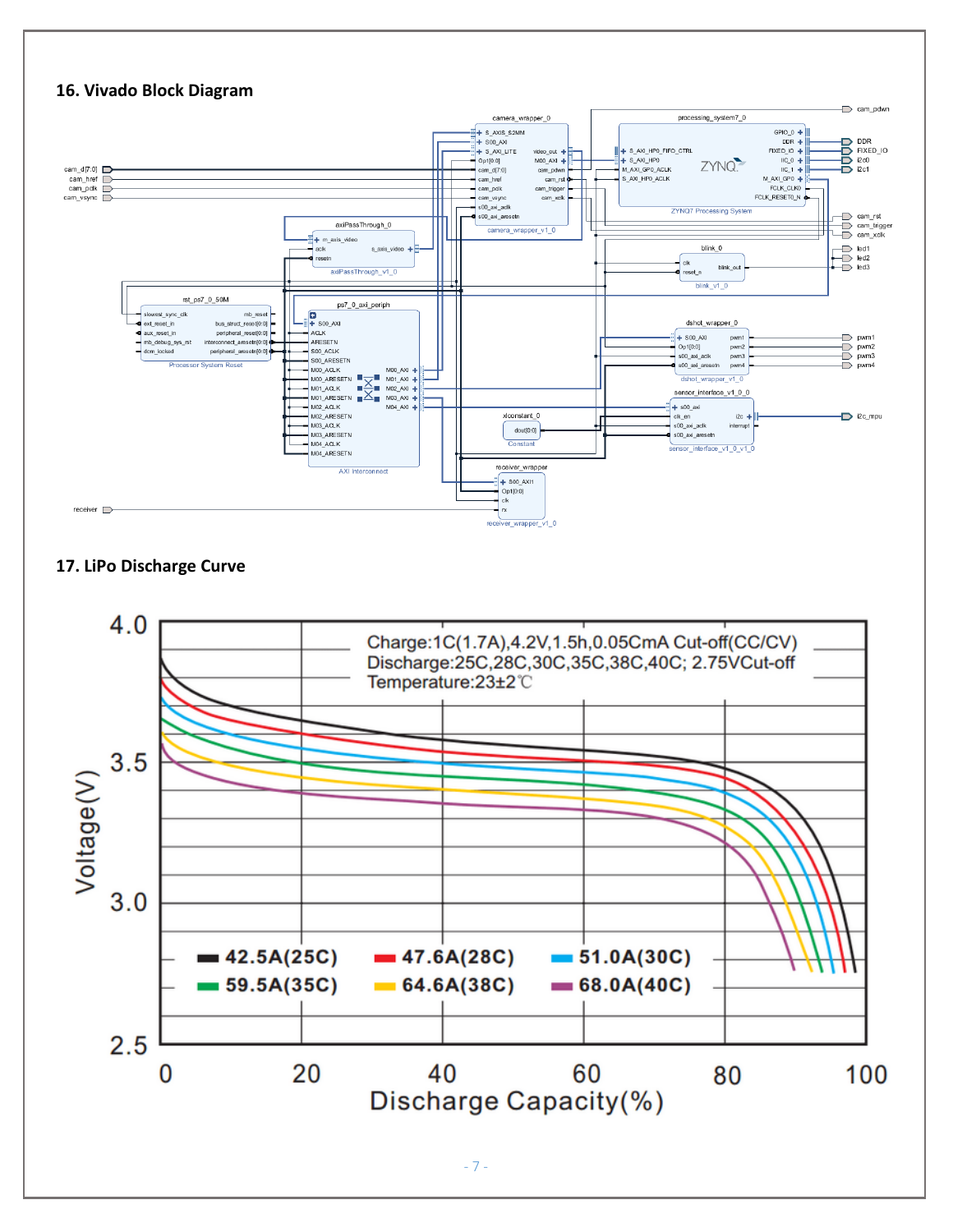## 16. Vivado Block Diagram

## 17. LiPo Discharge Curve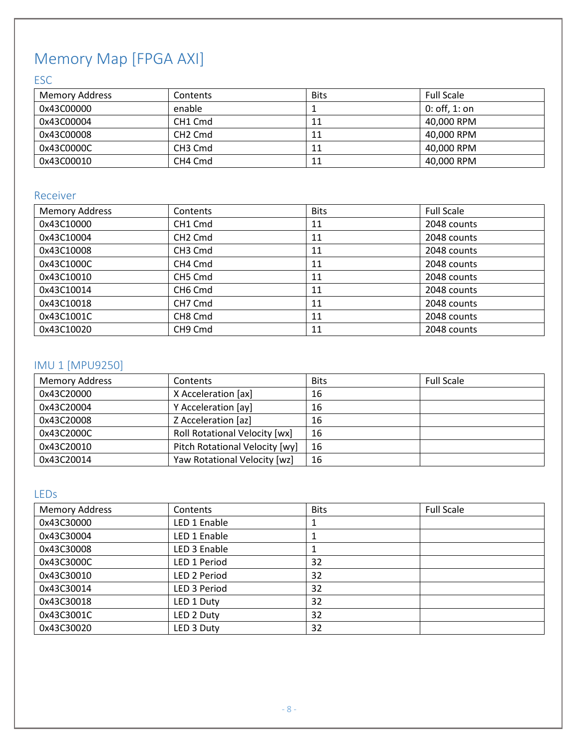# Memory Map [FPGA AXI]

## ESC

| Memory Address | Contents | Bits | Full Scale |
|---|---|---|---|
| 0x43C00000 | enable | 1 | 0: off, 1: on |
| 0x43C00004 | CH1 Cmd | 11 | 40,000 RPM |
| 0x43C00008 | CH2 Cmd | 11 | 40,000 RPM |
| 0x43C0000C | CH3 Cmd | 11 | 40,000 RPM |
| 0x43C00010 | CH4 Cmd | 11 | 40,000 RPM |

## Receiver

| Memory Address | Contents | Bits | Full Scale |
|---|---|---|---|
| 0x43C10000 | CH1 Cmd | 11 | 2048 counts |
| 0x43C10004 | CH2 Cmd | 11 | 2048 counts |
| 0x43C10008 | CH3 Cmd | 11 | 2048 counts |
| 0x43C1000C | CH4 Cmd | 11 | 2048 counts |
| 0x43C10010 | CH5 Cmd | 11 | 2048 counts |
| 0x43C10014 | CH6 Cmd | 11 | 2048 counts |
| 0x43C10018 | CH7 Cmd | 11 | 2048 counts |
| 0x43C1001C | CH8 Cmd | 11 | 2048 counts |
| 0x43C10020 | CH9 Cmd | 11 | 2048 counts |

## IMU 1 [MPU9250]

| Memory Address | Contents | Bits | Full Scale |
|---|---|---|---|
| 0x43C20000 | X Acceleration [ax] | 16 | |
| 0x43C20004 | Y Acceleration [ay] | 16 | |
| 0x43C20008 | Z Acceleration [az] | 16 | |
| 0x43C2000C | Roll Rotational Velocity [wx] | 16 | |
| 0x43C20010 | Pitch Rotational Velocity [wy] | 16 | |
| 0x43C20014 | Yaw Rotational Velocity [wz] | 16 | |

## LEDs

| Memory Address | Contents | Bits | Full Scale |
|---|---|---|---|
| 0x43C30000 | LED 1 Enable | 1 | |
| 0x43C30004 | LED 1 Enable | 1 | |
| 0x43C30008 | LED 3 Enable | 1 | |
| 0x43C3000C | LED 1 Period | 32 | |
| 0x43C30010 | LED 2 Period | 32 | |
| 0x43C30014 | LED 3 Period | 32 | |
| 0x43C30018 | LED 1 Duty | 32 | |
| 0x43C3001C | LED 2 Duty | 32 | |
| 0x43C30020 | LED 3 Duty | 32 | |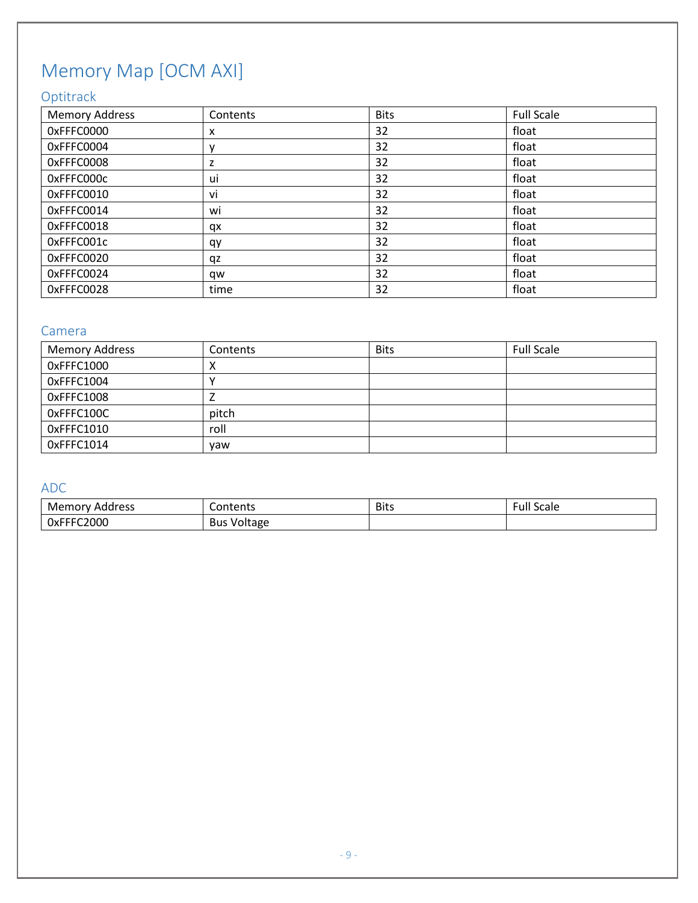# Memory Map [OCM AXI]

## Optitrack

| Memory Address | Contents | Bits | Full Scale |
|---|---|---|---|
| 0xFFFC0000 | x | 32 | float |
| 0xFFFC0004 | y | 32 | float |
| 0xFFFC0008 | z | 32 | float |
| 0xFFFC000c | ui | 32 | float |
| 0xFFFC0010 | vi | 32 | float |
| 0xFFFC0014 | wi | 32 | float |
| 0xFFFC0018 | qx | 32 | float |
| 0xFFFC001c | qy | 32 | float |
| 0xFFFC0020 | qz | 32 | float |
| 0xFFFC0024 | qw | 32 | float |
| 0xFFFC0028 | time | 32 | float |

## Camera

| Memory Address | Contents | Bits | Full Scale |
|---|---|---|---|
| 0xFFFC1000 | X | | |
| 0xFFFC1004 | Y | | |
| 0xFFFC1008 | Z | | |
| 0xFFFC100C | pitch | | |
| 0xFFFC1010 | roll | | |
| 0xFFFC1014 | yaw | | |

## ADC

| Memory Address | Contents | Bits | Full Scale |
|---|---|---|---|
| 0xFFFC2000 | Bus Voltage | | |